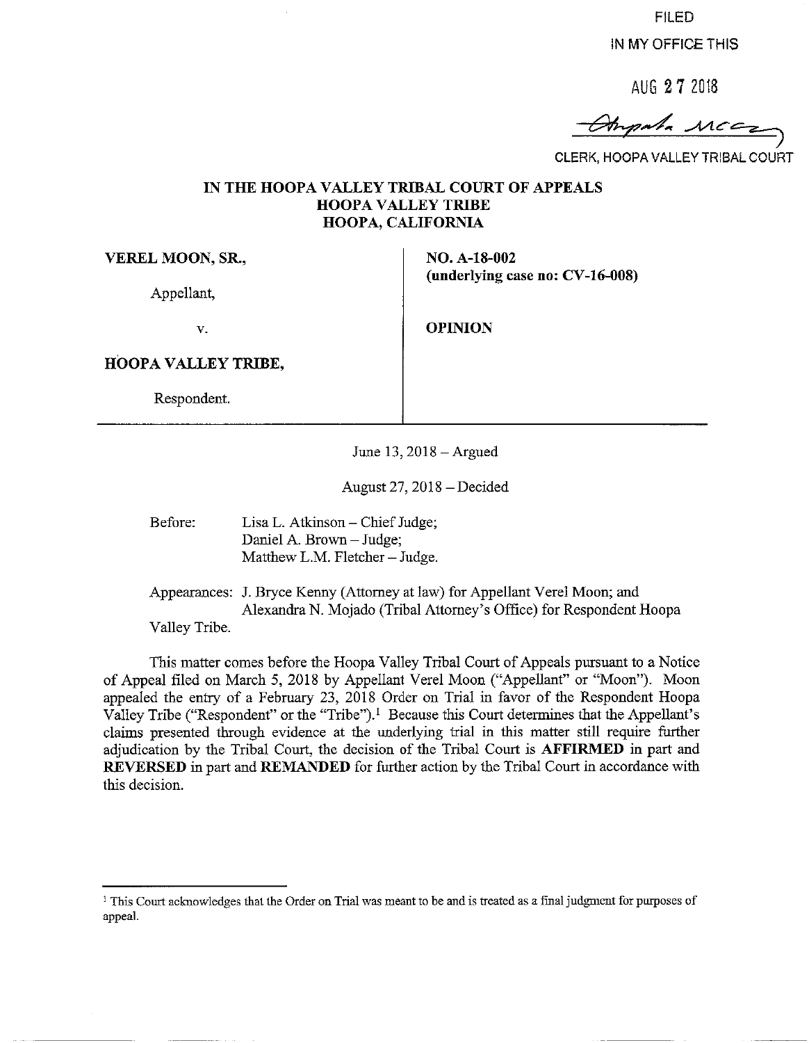FILED

IN MY OFFICE THIS

AUG 27 2018

CLERK, HOOPA VALLEY TRIBAL COURT

**IN THE HOOPA VALLEY TRIBAL COURT OF APPEALS**
**HOOPA VALLEY TRIBE**
**HOOPA, CALIFORNIA**

| | |
|---|---|
| **VEREL MOON, SR.,**<br><br>Appellant,<br><br>v.<br><br>**HOOPA VALLEY TRIBE,**<br><br>Respondent. | **NO. A-18-002**<br>**(underlying case no: CV-16-008)**<br><br>**OPINION** |

June 13, 2018 – Argued

August 27, 2018 – Decided

Before: Lisa L. Atkinson – Chief Judge;
Daniel A. Brown – Judge;
Matthew L.M. Fletcher – Judge.

Appearances: J. Bryce Kenny (Attorney at law) for Appellant Verel Moon; and Alexandra N. Mojado (Tribal Attorney's Office) for Respondent Hoopa Valley Tribe.

This matter comes before the Hoopa Valley Tribal Court of Appeals pursuant to a Notice of Appeal filed on March 5, 2018 by Appellant Verel Moon ("Appellant" or "Moon"). Moon appealed the entry of a February 23, 2018 Order on Trial in favor of the Respondent Hoopa Valley Tribe ("Respondent" or the "Tribe").[1] Because this Court determines that the Appellant's claims presented through evidence at the underlying trial in this matter still require further adjudication by the Tribal Court, the decision of the Tribal Court is **AFFIRMED** in part and **REVERSED** in part and **REMANDED** for further action by the Tribal Court in accordance with this decision.

---

[1] This Court acknowledges that the Order on Trial was meant to be and is treated as a final judgment for purposes of appeal.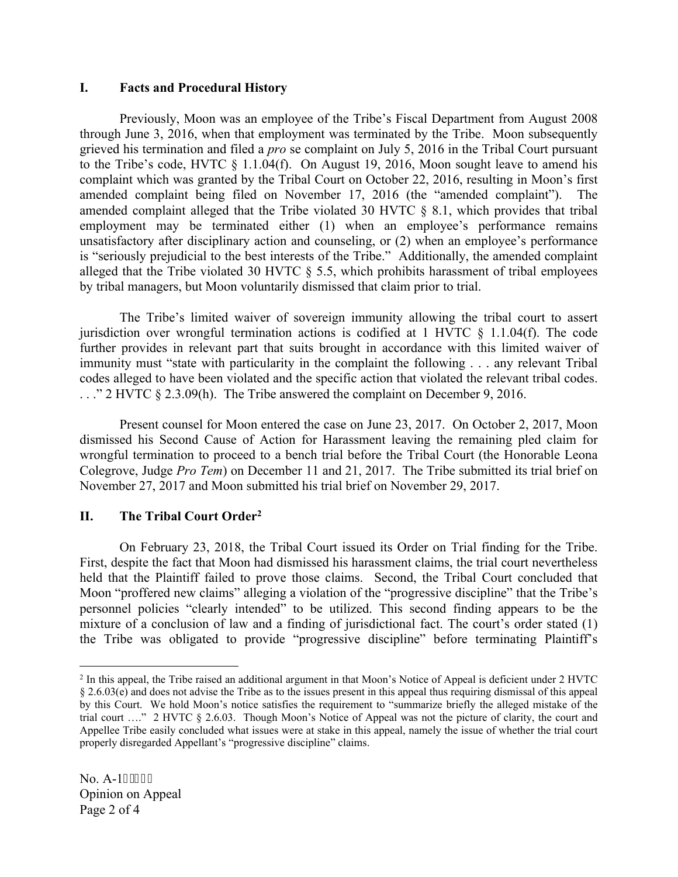## I. Facts and Procedural History

Previously, Moon was an employee of the Tribe's Fiscal Department from August 2008 through June 3, 2016, when that employment was terminated by the Tribe. Moon subsequently grieved his termination and filed a *pro* se complaint on July 5, 2016 in the Tribal Court pursuant to the Tribe's code, HVTC § 1.1.04(f). On August 19, 2016, Moon sought leave to amend his complaint which was granted by the Tribal Court on October 22, 2016, resulting in Moon's first amended complaint being filed on November 17, 2016 (the "amended complaint"). The amended complaint alleged that the Tribe violated 30 HVTC § 8.1, which provides that tribal employment may be terminated either (1) when an employee's performance remains unsatisfactory after disciplinary action and counseling, or (2) when an employee's performance is "seriously prejudicial to the best interests of the Tribe." Additionally, the amended complaint alleged that the Tribe violated 30 HVTC § 5.5, which prohibits harassment of tribal employees by tribal managers, but Moon voluntarily dismissed that claim prior to trial.

The Tribe's limited waiver of sovereign immunity allowing the tribal court to assert jurisdiction over wrongful termination actions is codified at 1 HVTC § 1.1.04(f). The code further provides in relevant part that suits brought in accordance with this limited waiver of immunity must "state with particularity in the complaint the following . . . any relevant Tribal codes alleged to have been violated and the specific action that violated the relevant tribal codes. . . ." 2 HVTC § 2.3.09(h). The Tribe answered the complaint on December 9, 2016.

Present counsel for Moon entered the case on June 23, 2017. On October 2, 2017, Moon dismissed his Second Cause of Action for Harassment leaving the remaining pled claim for wrongful termination to proceed to a bench trial before the Tribal Court (the Honorable Leona Colegrove, Judge *Pro Tem*) on December 11 and 21, 2017. The Tribe submitted its trial brief on November 27, 2017 and Moon submitted his trial brief on November 29, 2017.

## II. The Tribal Court Order[2]

On February 23, 2018, the Tribal Court issued its Order on Trial finding for the Tribe. First, despite the fact that Moon had dismissed his harassment claims, the trial court nevertheless held that the Plaintiff failed to prove those claims. Second, the Tribal Court concluded that Moon "proffered new claims" alleging a violation of the "progressive discipline" that the Tribe's personnel policies "clearly intended" to be utilized. This second finding appears to be the mixture of a conclusion of law and a finding of jurisdictional fact. The court's order stated (1) the Tribe was obligated to provide "progressive discipline" before terminating Plaintiff's

[2] In this appeal, the Tribe raised an additional argument in that Moon's Notice of Appeal is deficient under 2 HVTC § 2.6.03(e) and does not advise the Tribe as to the issues present in this appeal thus requiring dismissal of this appeal by this Court. We hold Moon's notice satisfies the requirement to "summarize briefly the alleged mistake of the trial court …." 2 HVTC § 2.6.03. Though Moon's Notice of Appeal was not the picture of clarity, the court and Appellee Tribe easily concluded what issues were at stake in this appeal, namely the issue of whether the trial court properly disregarded Appellant's "progressive discipline" claims.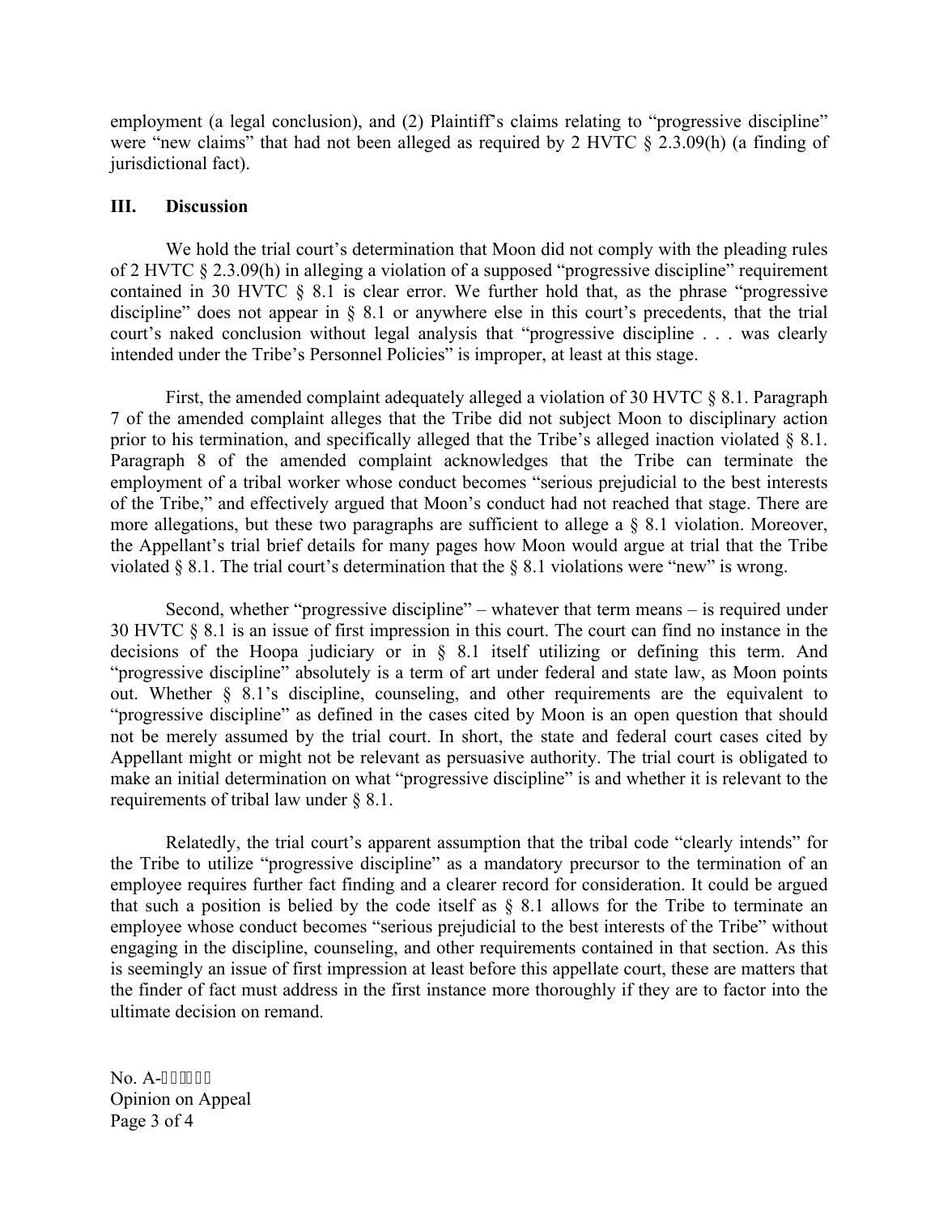employment (a legal conclusion), and (2) Plaintiff's claims relating to "progressive discipline" were "new claims" that had not been alleged as required by 2 HVTC § 2.3.09(h) (a finding of jurisdictional fact).

## III. Discussion

We hold the trial court's determination that Moon did not comply with the pleading rules of 2 HVTC § 2.3.09(h) in alleging a violation of a supposed "progressive discipline" requirement contained in 30 HVTC § 8.1 is clear error. We further hold that, as the phrase "progressive discipline" does not appear in § 8.1 or anywhere else in this court's precedents, that the trial court's naked conclusion without legal analysis that "progressive discipline . . . was clearly intended under the Tribe's Personnel Policies" is improper, at least at this stage.

First, the amended complaint adequately alleged a violation of 30 HVTC § 8.1. Paragraph 7 of the amended complaint alleges that the Tribe did not subject Moon to disciplinary action prior to his termination, and specifically alleged that the Tribe's alleged inaction violated § 8.1. Paragraph 8 of the amended complaint acknowledges that the Tribe can terminate the employment of a tribal worker whose conduct becomes "serious prejudicial to the best interests of the Tribe," and effectively argued that Moon's conduct had not reached that stage. There are more allegations, but these two paragraphs are sufficient to allege a § 8.1 violation. Moreover, the Appellant's trial brief details for many pages how Moon would argue at trial that the Tribe violated § 8.1. The trial court's determination that the § 8.1 violations were "new" is wrong.

Second, whether "progressive discipline" – whatever that term means – is required under 30 HVTC § 8.1 is an issue of first impression in this court. The court can find no instance in the decisions of the Hoopa judiciary or in § 8.1 itself utilizing or defining this term. And "progressive discipline" absolutely is a term of art under federal and state law, as Moon points out. Whether § 8.1's discipline, counseling, and other requirements are the equivalent to "progressive discipline" as defined in the cases cited by Moon is an open question that should not be merely assumed by the trial court. In short, the state and federal court cases cited by Appellant might or might not be relevant as persuasive authority. The trial court is obligated to make an initial determination on what "progressive discipline" is and whether it is relevant to the requirements of tribal law under § 8.1.

Relatedly, the trial court's apparent assumption that the tribal code "clearly intends" for the Tribe to utilize "progressive discipline" as a mandatory precursor to the termination of an employee requires further fact finding and a clearer record for consideration. It could be argued that such a position is belied by the code itself as § 8.1 allows for the Tribe to terminate an employee whose conduct becomes "serious prejudicial to the best interests of the Tribe" without engaging in the discipline, counseling, and other requirements contained in that section. As this is seemingly an issue of first impression at least before this appellate court, these are matters that the finder of fact must address in the first instance more thoroughly if they are to factor into the ultimate decision on remand.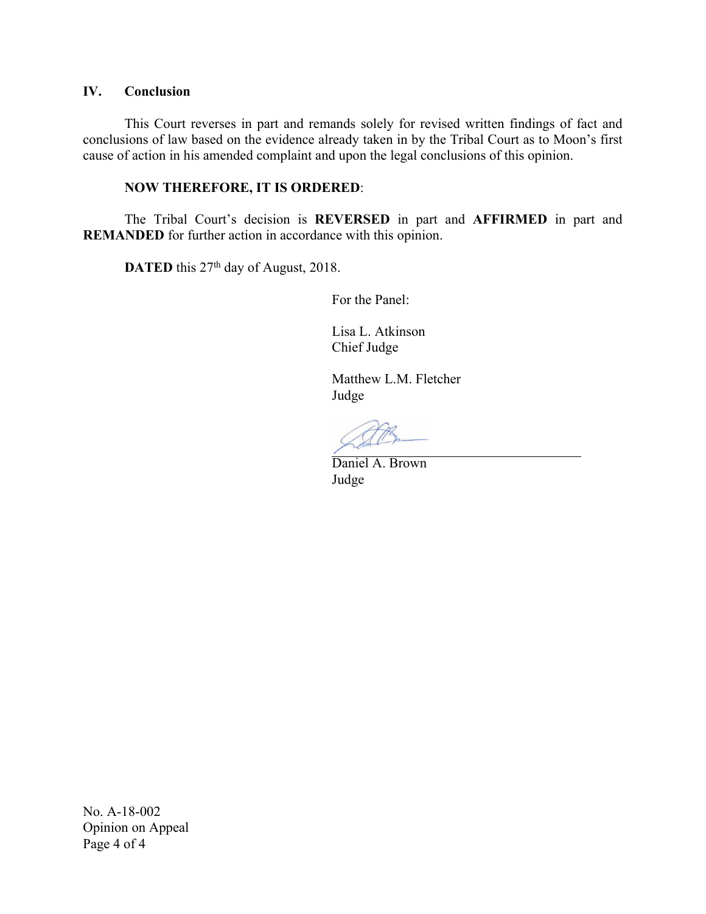## IV. Conclusion

This Court reverses in part and remands solely for revised written findings of fact and conclusions of law based on the evidence already taken in by the Tribal Court as to Moon's first cause of action in his amended complaint and upon the legal conclusions of this opinion.

**NOW THEREFORE, IT IS ORDERED**:

The Tribal Court's decision is **REVERSED** in part and **AFFIRMED** in part and **REMANDED** for further action in accordance with this opinion.

**DATED** this 27th day of August, 2018.

For the Panel:

Lisa L. Atkinson
Chief Judge

Matthew L.M. Fletcher
Judge

Daniel A. Brown
Judge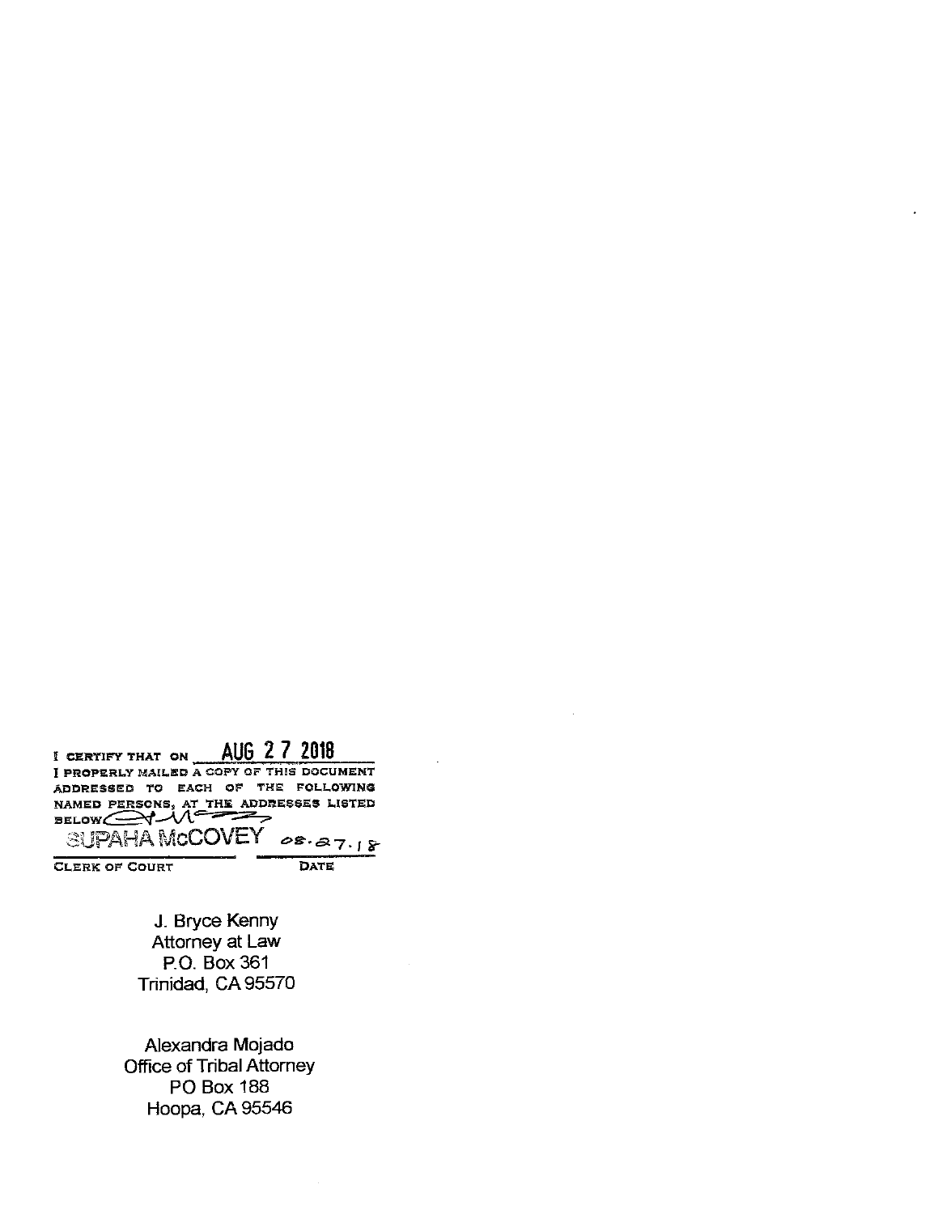I CERTIFY THAT ON AUG 2 7 2018
I PROPERLY MAILED A COPY OF THIS DOCUMENT ADDRESSED TO EACH OF THE FOLLOWING NAMED PERSONS, AT THE ADDRESSES LISTED BELOW

SUPAHA McCOVEY 08.27.18

CLERK OF COURT DATE

J. Bryce Kenny
Attorney at Law
P.O. Box 361
Trinidad, CA 95570

Alexandra Mojado
Office of Tribal Attorney
PO Box 188
Hoopa, CA 95546